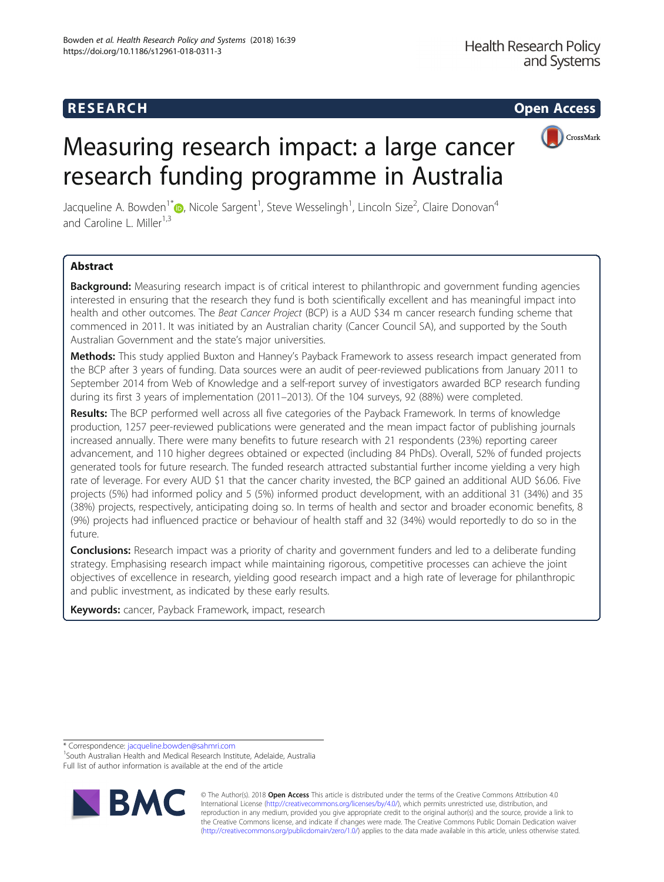RESEARCH | Open Access

# Measuring research impact: a large cancer research funding programme in Australia

Jacqueline A. Bowden[1*], Nicole Sargent[1], Steve Wesselingh[1], Lincoln Size[2], Claire Donovan[4] and Caroline L. Miller[1,3]

## Abstract

**Background:** Measuring research impact is of critical interest to philanthropic and government funding agencies interested in ensuring that the research they fund is both scientifically excellent and has meaningful impact into health and other outcomes. The *Beat Cancer Project* (BCP) is a AUD $34 m cancer research funding scheme that commenced in 2011. It was initiated by an Australian charity (Cancer Council SA), and supported by the South Australian Government and the state's major universities.

**Methods:** This study applied Buxton and Hanney's Payback Framework to assess research impact generated from the BCP after 3 years of funding. Data sources were an audit of peer-reviewed publications from January 2011 to September 2014 from Web of Knowledge and a self-report survey of investigators awarded BCP research funding during its first 3 years of implementation (2011–2013). Of the 104 surveys, 92 (88%) were completed.

**Results:** The BCP performed well across all five categories of the Payback Framework. In terms of knowledge production, 1257 peer-reviewed publications were generated and the mean impact factor of publishing journals increased annually. There were many benefits to future research with 21 respondents (23%) reporting career advancement, and 110 higher degrees obtained or expected (including 84 PhDs). Overall, 52% of funded projects generated tools for future research. The funded research attracted substantial further income yielding a very high rate of leverage. For every AUD $1 that the cancer charity invested, the BCP gained an additional AUD $6.06. Five projects (5%) had informed policy and 5 (5%) informed product development, with an additional 31 (34%) and 35 (38%) projects, respectively, anticipating doing so. In terms of health and sector and broader economic benefits, 8 (9%) projects had influenced practice or behaviour of health staff and 32 (34%) would reportedly to do so in the future.

**Conclusions:** Research impact was a priority of charity and government funders and led to a deliberate funding strategy. Emphasising research impact while maintaining rigorous, competitive processes can achieve the joint objectives of excellence in research, yielding good research impact and a high rate of leverage for philanthropic and public investment, as indicated by these early results.

**Keywords:** cancer, Payback Framework, impact, research

---

\* Correspondence: jacqueline.bowden@sahmri.com

[1]South Australian Health and Medical Research Institute, Adelaide, Australia

Full list of author information is available at the end of the article

© The Author(s). 2018 **Open Access** This article is distributed under the terms of the Creative Commons Attribution 4.0 International License (http://creativecommons.org/licenses/by/4.0/), which permits unrestricted use, distribution, and reproduction in any medium, provided you give appropriate credit to the original author(s) and the source, provide a link to the Creative Commons license, and indicate if changes were made. The Creative Commons Public Domain Dedication waiver (http://creativecommons.org/publicdomain/zero/1.0/) applies to the data made available in this article, unless otherwise stated.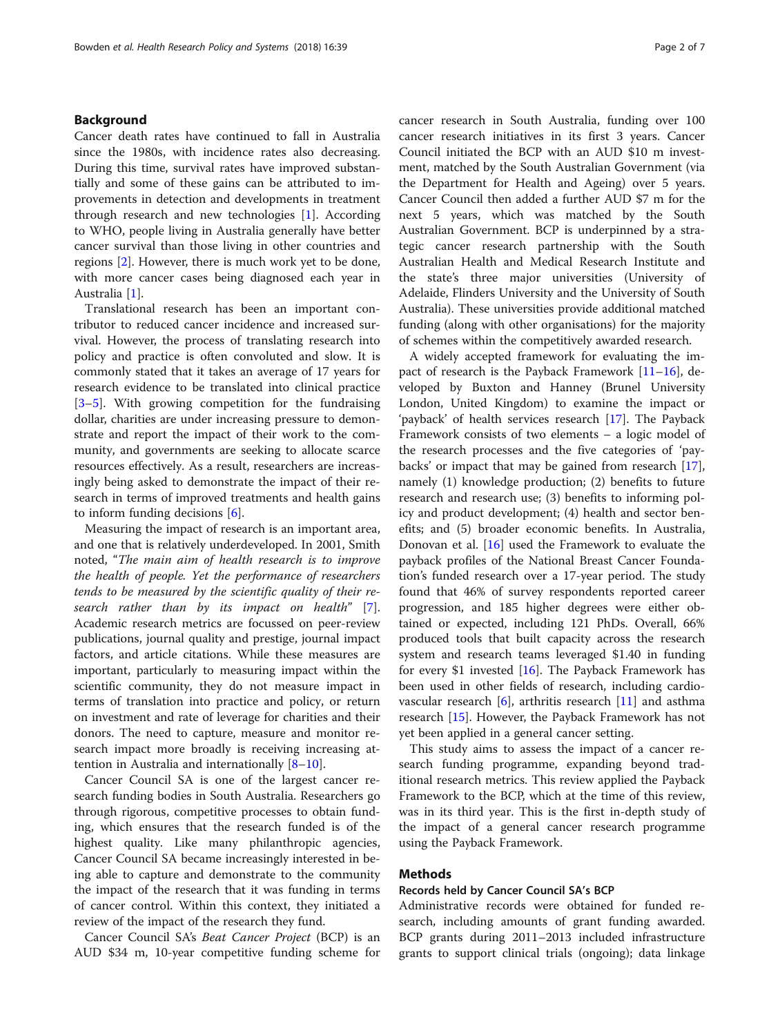## Background

Cancer death rates have continued to fall in Australia since the 1980s, with incidence rates also decreasing. During this time, survival rates have improved substantially and some of these gains can be attributed to improvements in detection and developments in treatment through research and new technologies [1]. According to WHO, people living in Australia generally have better cancer survival than those living in other countries and regions [2]. However, there is much work yet to be done, with more cancer cases being diagnosed each year in Australia [1].

Translational research has been an important contributor to reduced cancer incidence and increased survival. However, the process of translating research into policy and practice is often convoluted and slow. It is commonly stated that it takes an average of 17 years for research evidence to be translated into clinical practice [3–5]. With growing competition for the fundraising dollar, charities are under increasing pressure to demonstrate and report the impact of their work to the community, and governments are seeking to allocate scarce resources effectively. As a result, researchers are increasingly being asked to demonstrate the impact of their research in terms of improved treatments and health gains to inform funding decisions [6].

Measuring the impact of research is an important area, and one that is relatively underdeveloped. In 2001, Smith noted, "*The main aim of health research is to improve the health of people. Yet the performance of researchers tends to be measured by the scientific quality of their research rather than by its impact on health*" [7]. Academic research metrics are focussed on peer-review publications, journal quality and prestige, journal impact factors, and article citations. While these measures are important, particularly to measuring impact within the scientific community, they do not measure impact in terms of translation into practice and policy, or return on investment and rate of leverage for charities and their donors. The need to capture, measure and monitor research impact more broadly is receiving increasing attention in Australia and internationally [8–10].

Cancer Council SA is one of the largest cancer research funding bodies in South Australia. Researchers go through rigorous, competitive processes to obtain funding, which ensures that the research funded is of the highest quality. Like many philanthropic agencies, Cancer Council SA became increasingly interested in being able to capture and demonstrate to the community the impact of the research that it was funding in terms of cancer control. Within this context, they initiated a review of the impact of the research they fund.

Cancer Council SA's *Beat Cancer Project* (BCP) is an AUD $34 m, 10-year competitive funding scheme for cancer research in South Australia, funding over 100 cancer research initiatives in its first 3 years. Cancer Council initiated the BCP with an AUD $10 m investment, matched by the South Australian Government (via the Department for Health and Ageing) over 5 years. Cancer Council then added a further AUD $7 m for the next 5 years, which was matched by the South Australian Government. BCP is underpinned by a strategic cancer research partnership with the South Australian Health and Medical Research Institute and the state's three major universities (University of Adelaide, Flinders University and the University of South Australia). These universities provide additional matched funding (along with other organisations) for the majority of schemes within the competitively awarded research.

A widely accepted framework for evaluating the impact of research is the Payback Framework [11–16], developed by Buxton and Hanney (Brunel University London, United Kingdom) to examine the impact or 'payback' of health services research [17]. The Payback Framework consists of two elements – a logic model of the research processes and the five categories of 'paybacks' or impact that may be gained from research [17], namely (1) knowledge production; (2) benefits to future research and research use; (3) benefits to informing policy and product development; (4) health and sector benefits; and (5) broader economic benefits. In Australia, Donovan et al. [16] used the Framework to evaluate the payback profiles of the National Breast Cancer Foundation's funded research over a 17-year period. The study found that 46% of survey respondents reported career progression, and 185 higher degrees were either obtained or expected, including 121 PhDs. Overall, 66% produced tools that built capacity across the research system and research teams leveraged $1.40 in funding for every $1 invested [16]. The Payback Framework has been used in other fields of research, including cardiovascular research [6], arthritis research [11] and asthma research [15]. However, the Payback Framework has not yet been applied in a general cancer setting.

This study aims to assess the impact of a cancer research funding programme, expanding beyond traditional research metrics. This review applied the Payback Framework to the BCP, which at the time of this review, was in its third year. This is the first in-depth study of the impact of a general cancer research programme using the Payback Framework.

## Methods

### Records held by Cancer Council SA's BCP

Administrative records were obtained for funded research, including amounts of grant funding awarded. BCP grants during 2011–2013 included infrastructure grants to support clinical trials (ongoing); data linkage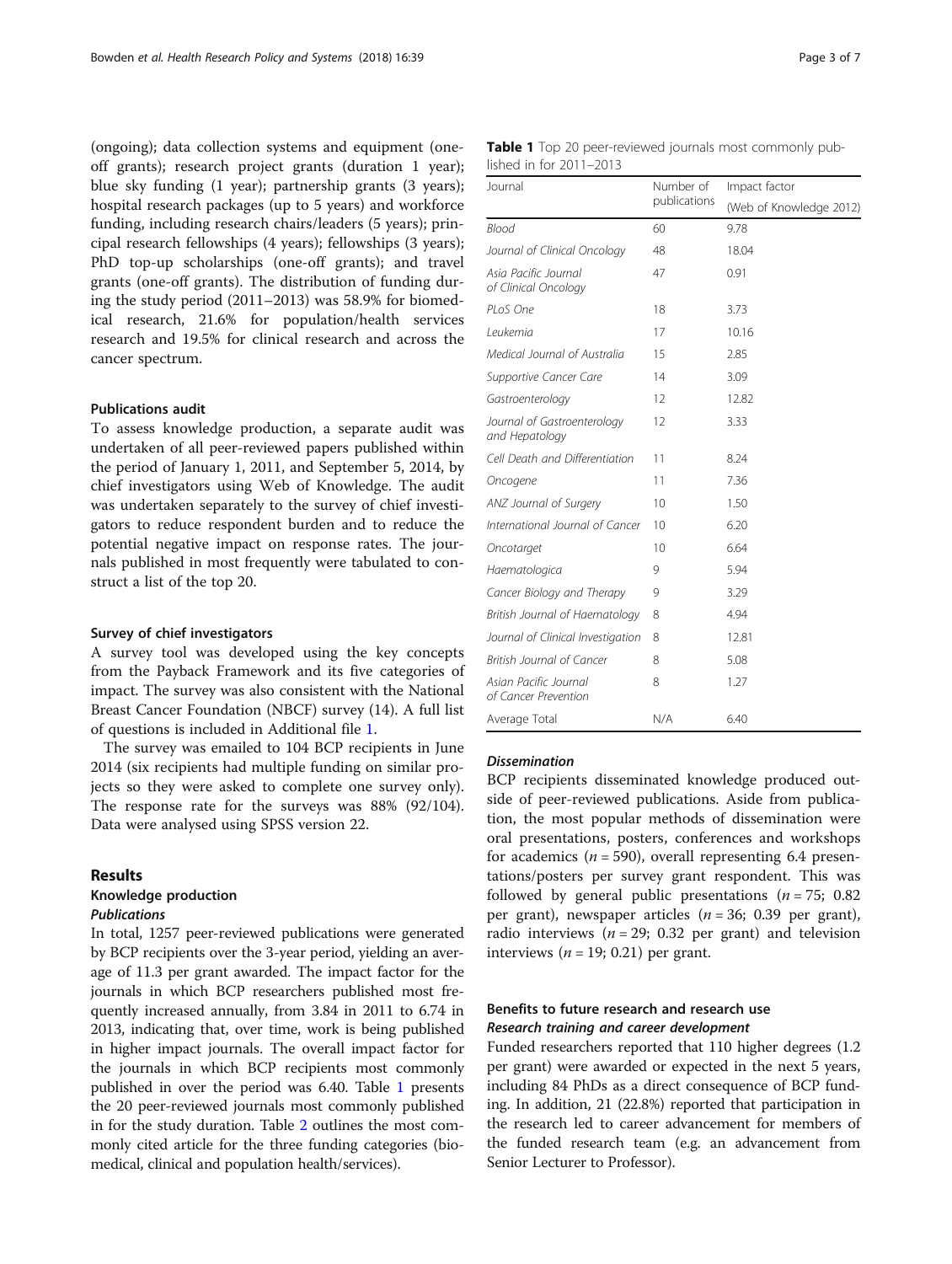(ongoing); data collection systems and equipment (one-off grants); research project grants (duration 1 year); blue sky funding (1 year); partnership grants (3 years); hospital research packages (up to 5 years) and workforce funding, including research chairs/leaders (5 years); principal research fellowships (4 years); fellowships (3 years); PhD top-up scholarships (one-off grants); and travel grants (one-off grants). The distribution of funding during the study period (2011–2013) was 58.9% for biomedical research, 21.6% for population/health services research and 19.5% for clinical research and across the cancer spectrum.

### Publications audit

To assess knowledge production, a separate audit was undertaken of all peer-reviewed papers published within the period of January 1, 2011, and September 5, 2014, by chief investigators using Web of Knowledge. The audit was undertaken separately to the survey of chief investigators to reduce respondent burden and to reduce the potential negative impact on response rates. The journals published in most frequently were tabulated to construct a list of the top 20.

### Survey of chief investigators

A survey tool was developed using the key concepts from the Payback Framework and its five categories of impact. The survey was also consistent with the National Breast Cancer Foundation (NBCF) survey (14). A full list of questions is included in Additional file 1.

The survey was emailed to 104 BCP recipients in June 2014 (six recipients had multiple funding on similar projects so they were asked to complete one survey only). The response rate for the surveys was 88% (92/104). Data were analysed using SPSS version 22.

## Results

### Knowledge production

#### *Publications*

In total, 1257 peer-reviewed publications were generated by BCP recipients over the 3-year period, yielding an average of 11.3 per grant awarded. The impact factor for the journals in which BCP researchers published most frequently increased annually, from 3.84 in 2011 to 6.74 in 2013, indicating that, over time, work is being published in higher impact journals. The overall impact factor for the journals in which BCP recipients most commonly published in over the period was 6.40. Table 1 presents the 20 peer-reviewed journals most commonly published in for the study duration. Table 2 outlines the most commonly cited article for the three funding categories (biomedical, clinical and population health/services).

**Table 1** Top 20 peer-reviewed journals most commonly published in for 2011–2013

| Journal | Number of publications | Impact factor (Web of Knowledge 2012) |
|---|---|---|
| *Blood* | 60 | 9.78 |
| *Journal of Clinical Oncology* | 48 | 18.04 |
| *Asia Pacific Journal of Clinical Oncology* | 47 | 0.91 |
| *PLoS One* | 18 | 3.73 |
| *Leukemia* | 17 | 10.16 |
| *Medical Journal of Australia* | 15 | 2.85 |
| *Supportive Cancer Care* | 14 | 3.09 |
| *Gastroenterology* | 12 | 12.82 |
| *Journal of Gastroenterology and Hepatology* | 12 | 3.33 |
| *Cell Death and Differentiation* | 11 | 8.24 |
| *Oncogene* | 11 | 7.36 |
| *ANZ Journal of Surgery* | 10 | 1.50 |
| *International Journal of Cancer* | 10 | 6.20 |
| *Oncotarget* | 10 | 6.64 |
| *Haematologica* | 9 | 5.94 |
| *Cancer Biology and Therapy* | 9 | 3.29 |
| *British Journal of Haematology* | 8 | 4.94 |
| *Journal of Clinical Investigation* | 8 | 12.81 |
| *British Journal of Cancer* | 8 | 5.08 |
| *Asian Pacific Journal of Cancer Prevention* | 8 | 1.27 |
| Average Total | N/A | 6.40 |

#### *Dissemination*

BCP recipients disseminated knowledge produced outside of peer-reviewed publications. Aside from publication, the most popular methods of dissemination were oral presentations, posters, conferences and workshops for academics ($n = 590$), overall representing 6.4 presentations/posters per survey grant respondent. This was followed by general public presentations ($n = 75$; 0.82 per grant), newspaper articles ($n = 36$; 0.39 per grant), radio interviews ($n = 29$; 0.32 per grant) and television interviews ($n = 19$; 0.21) per grant.

### Benefits to future research and research use

#### *Research training and career development*

Funded researchers reported that 110 higher degrees (1.2 per grant) were awarded or expected in the next 5 years, including 84 PhDs as a direct consequence of BCP funding. In addition, 21 (22.8%) reported that participation in the research led to career advancement for members of the funded research team (e.g. an advancement from Senior Lecturer to Professor).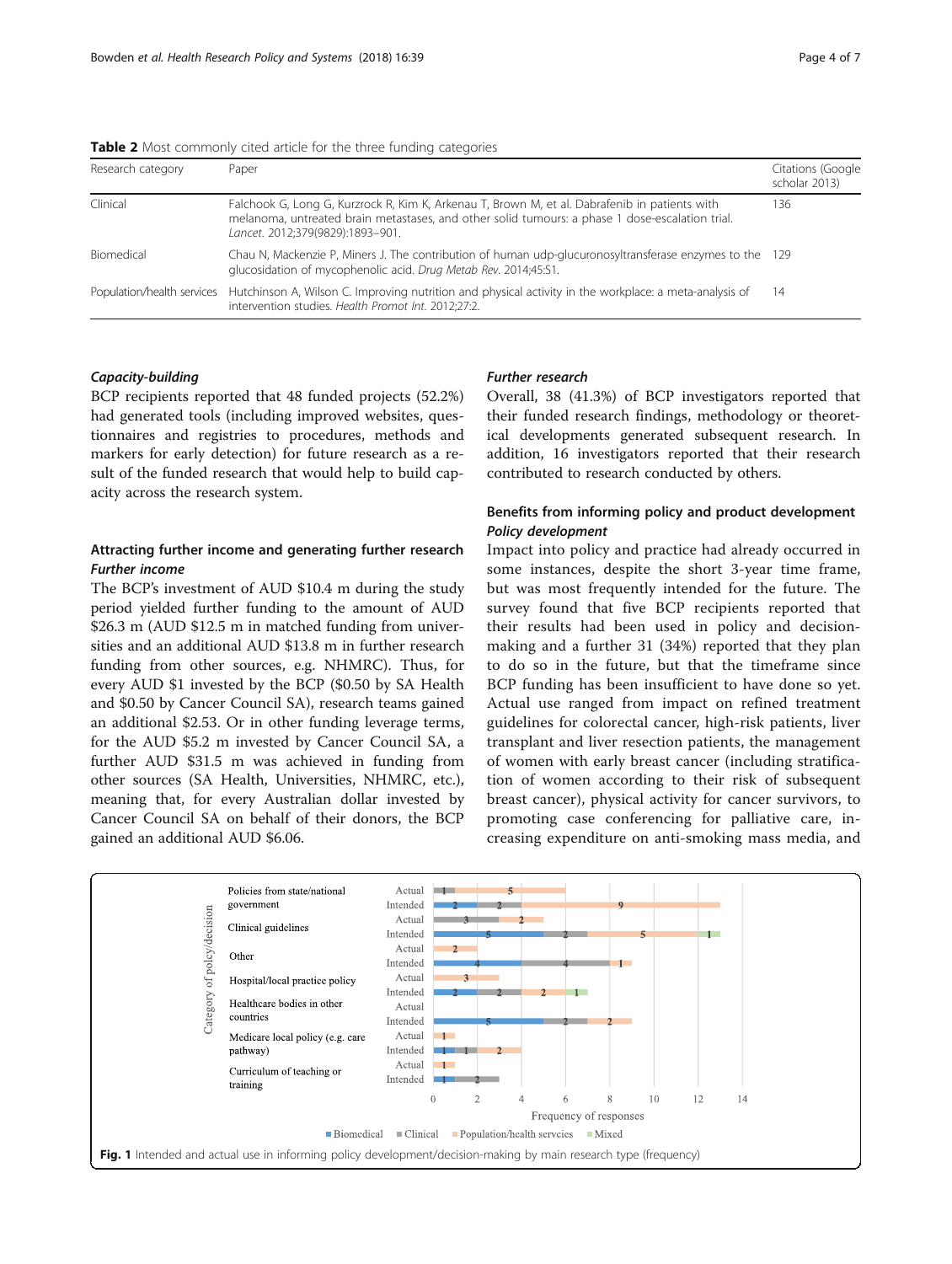**Table 2** Most commonly cited article for the three funding categories

| Research category | Paper | Citations (Google scholar 2013) |
|---|---|---|
| Clinical | Falchook G, Long G, Kurzrock R, Kim K, Arkenau T, Brown M, et al. Dabrafenib in patients with melanoma, untreated brain metastases, and other solid tumours: a phase 1 dose-escalation trial. *Lancet*. 2012;379(9829):1893–901. | 136 |
| Biomedical | Chau N, Mackenzie P, Miners J. The contribution of human udp-glucuronosyltransferase enzymes to the glucosidation of mycophenolic acid. *Drug Metab Rev*. 2014;45:S1. | 129 |
| Population/health services | Hutchinson A, Wilson C. Improving nutrition and physical activity in the workplace: a meta-analysis of intervention studies. *Health Promot Int*. 2012;27:2. | 14 |

#### *Capacity-building*

BCP recipients reported that 48 funded projects (52.2%) had generated tools (including improved websites, questionnaires and registries to procedures, methods and markers for early detection) for future research as a result of the funded research that would help to build capacity across the research system.

### Attracting further income and generating further research

#### *Further income*

The BCP's investment of AUD $10.4 m during the study period yielded further funding to the amount of AUD $26.3 m (AUD $12.5 m in matched funding from universities and an additional AUD $13.8 m in further research funding from other sources, e.g. NHMRC). Thus, for every AUD $1 invested by the BCP ($0.50 by SA Health and $0.50 by Cancer Council SA), research teams gained an additional $2.53. Or in other funding leverage terms, for the AUD $5.2 m invested by Cancer Council SA, a further AUD $31.5 m was achieved in funding from other sources (SA Health, Universities, NHMRC, etc.), meaning that, for every Australian dollar invested by Cancer Council SA on behalf of their donors, the BCP gained an additional AUD $6.06.

#### *Further research*

Overall, 38 (41.3%) of BCP investigators reported that their funded research findings, methodology or theoretical developments generated subsequent research. In addition, 16 investigators reported that their research contributed to research conducted by others.

### Benefits from informing policy and product development

#### *Policy development*

Impact into policy and practice had already occurred in some instances, despite the short 3-year time frame, but was most frequently intended for the future. The survey found that five BCP recipients reported that their results had been used in policy and decision-making and a further 31 (34%) reported that they plan to do so in the future, but that the timeframe since BCP funding has been insufficient to have done so yet. Actual use ranged from impact on refined treatment guidelines for colorectal cancer, high-risk patients, liver transplant and liver resection patients, the management of women with early breast cancer (including stratification of women according to their risk of subsequent breast cancer), physical activity for cancer survivors, to promoting case conferencing for palliative care, increasing expenditure on anti-smoking mass media, and

Category of policy/decision

Policies from state/national government — Actual: 1, 5; Intended: 2, 2, 9

Clinical guidelines — Actual: 3, 2; Intended: 5, 2, 5, 1

Other — Actual: 2; Intended: 4, 4, 1

Hospital/local practice policy — Actual: 3; Intended: 2, 2, 2, 1

Healthcare bodies in other countries — Actual; Intended: 5, 2, 2

Medicare local policy (e.g. care pathway) — Actual: 1; Intended: 1, 1, 2

Curriculum of teaching or training — Actual: 1; Intended: 1, 2

0 2 4 6 8 10 12 14

Frequency of responses

Biomedical, Clinical, Population/health servcies, Mixed

**Fig. 1** Intended and actual use in informing policy development/decision-making by main research type (frequency)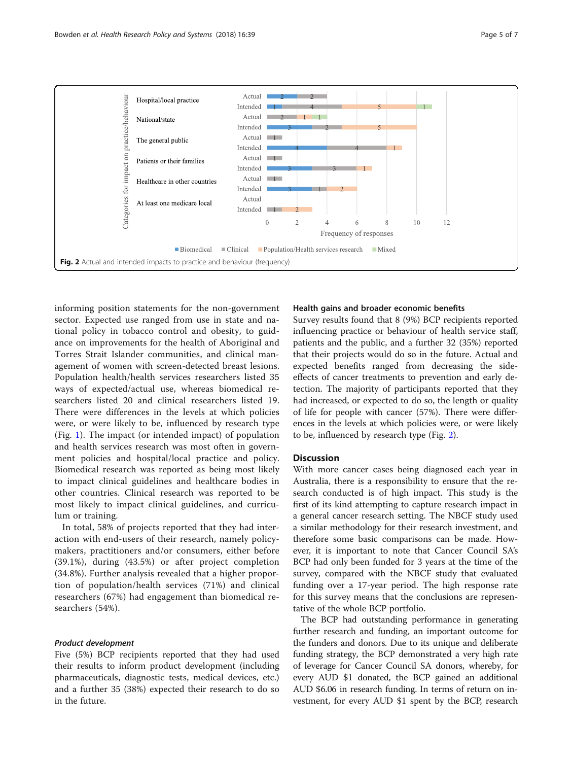Categories for impact on practice/behaviour

Hospital/local practice
Actual 2 2
Intended 1 4 5 1

National/state
Actual 2 1 1
Intended 3 2 5

The general public
Actual 1
Intended 4 4 1

Patients or their families
Actual 1
Intended 3 3 1

Healthcare in other countries
Actual 1
Intended 3 1 2

At least one medicare local
Actual
Intended 1 2

0 2 4 6 8 10 12

Frequency of responses

Biomedical ■ Clinical ■ Population/Health services research ■ Mixed

**Fig. 2** Actual and intended impacts to practice and behaviour (frequency)

informing position statements for the non-government sector. Expected use ranged from use in state and national policy in tobacco control and obesity, to guidance on improvements for the health of Aboriginal and Torres Strait Islander communities, and clinical management of women with screen-detected breast lesions. Population health/health services researchers listed 35 ways of expected/actual use, whereas biomedical researchers listed 20 and clinical researchers listed 19. There were differences in the levels at which policies were, or were likely to be, influenced by research type (Fig. 1). The impact (or intended impact) of population and health services research was most often in government policies and hospital/local practice and policy. Biomedical research was reported as being most likely to impact clinical guidelines and healthcare bodies in other countries. Clinical research was reported to be most likely to impact clinical guidelines, and curriculum or training.

In total, 58% of projects reported that they had interaction with end-users of their research, namely policymakers, practitioners and/or consumers, either before (39.1%), during (43.5%) or after project completion (34.8%). Further analysis revealed that a higher proportion of population/health services (71%) and clinical researchers (67%) had engagement than biomedical researchers (54%).

### *Product development*

Five (5%) BCP recipients reported that they had used their results to inform product development (including pharmaceuticals, diagnostic tests, medical devices, etc.) and a further 35 (38%) expected their research to do so in the future.

### Health gains and broader economic benefits

Survey results found that 8 (9%) BCP recipients reported influencing practice or behaviour of health service staff, patients and the public, and a further 32 (35%) reported that their projects would do so in the future. Actual and expected benefits ranged from decreasing the side-effects of cancer treatments to prevention and early detection. The majority of participants reported that they had increased, or expected to do so, the length or quality of life for people with cancer (57%). There were differences in the levels at which policies were, or were likely to be, influenced by research type (Fig. 2).

## Discussion

With more cancer cases being diagnosed each year in Australia, there is a responsibility to ensure that the research conducted is of high impact. This study is the first of its kind attempting to capture research impact in a general cancer research setting. The NBCF study used a similar methodology for their research investment, and therefore some basic comparisons can be made. However, it is important to note that Cancer Council SA's BCP had only been funded for 3 years at the time of the survey, compared with the NBCF study that evaluated funding over a 17-year period. The high response rate for this survey means that the conclusions are representative of the whole BCP portfolio.

The BCP had outstanding performance in generating further research and funding, an important outcome for the funders and donors. Due to its unique and deliberate funding strategy, the BCP demonstrated a very high rate of leverage for Cancer Council SA donors, whereby, for every AUD $1 donated, the BCP gained an additional AUD $6.06 in research funding. In terms of return on investment, for every AUD $1 spent by the BCP, research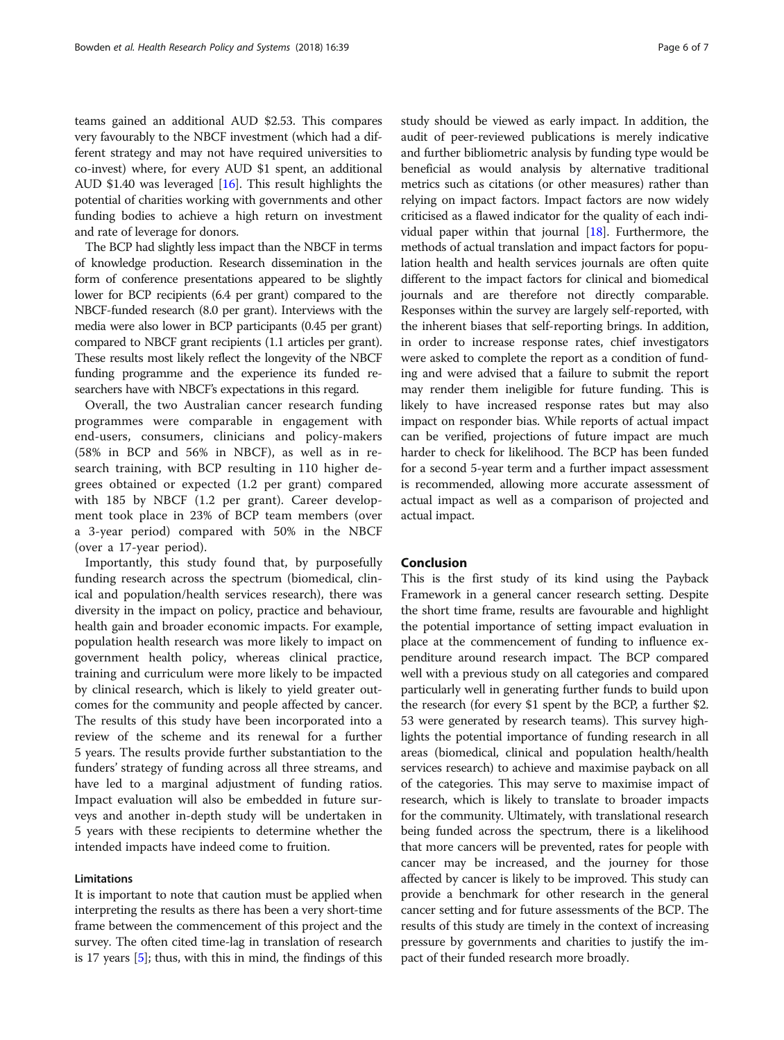teams gained an additional AUD $2.53. This compares very favourably to the NBCF investment (which had a different strategy and may not have required universities to co-invest) where, for every AUD $1 spent, an additional AUD $1.40 was leveraged [16]. This result highlights the potential of charities working with governments and other funding bodies to achieve a high return on investment and rate of leverage for donors.

The BCP had slightly less impact than the NBCF in terms of knowledge production. Research dissemination in the form of conference presentations appeared to be slightly lower for BCP recipients (6.4 per grant) compared to the NBCF-funded research (8.0 per grant). Interviews with the media were also lower in BCP participants (0.45 per grant) compared to NBCF grant recipients (1.1 articles per grant). These results most likely reflect the longevity of the NBCF funding programme and the experience its funded researchers have with NBCF's expectations in this regard.

Overall, the two Australian cancer research funding programmes were comparable in engagement with end-users, consumers, clinicians and policy-makers (58% in BCP and 56% in NBCF), as well as in research training, with BCP resulting in 110 higher degrees obtained or expected (1.2 per grant) compared with 185 by NBCF (1.2 per grant). Career development took place in 23% of BCP team members (over a 3-year period) compared with 50% in the NBCF (over a 17-year period).

Importantly, this study found that, by purposefully funding research across the spectrum (biomedical, clinical and population/health services research), there was diversity in the impact on policy, practice and behaviour, health gain and broader economic impacts. For example, population health research was more likely to impact on government health policy, whereas clinical practice, training and curriculum were more likely to be impacted by clinical research, which is likely to yield greater outcomes for the community and people affected by cancer. The results of this study have been incorporated into a review of the scheme and its renewal for a further 5 years. The results provide further substantiation to the funders' strategy of funding across all three streams, and have led to a marginal adjustment of funding ratios. Impact evaluation will also be embedded in future surveys and another in-depth study will be undertaken in 5 years with these recipients to determine whether the intended impacts have indeed come to fruition.

### Limitations

It is important to note that caution must be applied when interpreting the results as there has been a very short-time frame between the commencement of this project and the survey. The often cited time-lag in translation of research is 17 years [5]; thus, with this in mind, the findings of this study should be viewed as early impact. In addition, the audit of peer-reviewed publications is merely indicative and further bibliometric analysis by funding type would be beneficial as would analysis by alternative traditional metrics such as citations (or other measures) rather than relying on impact factors. Impact factors are now widely criticised as a flawed indicator for the quality of each individual paper within that journal [18]. Furthermore, the methods of actual translation and impact factors for population health and health services journals are often quite different to the impact factors for clinical and biomedical journals and are therefore not directly comparable. Responses within the survey are largely self-reported, with the inherent biases that self-reporting brings. In addition, in order to increase response rates, chief investigators were asked to complete the report as a condition of funding and were advised that a failure to submit the report may render them ineligible for future funding. This is likely to have increased response rates but may also impact on responder bias. While reports of actual impact can be verified, projections of future impact are much harder to check for likelihood. The BCP has been funded for a second 5-year term and a further impact assessment is recommended, allowing more accurate assessment of actual impact as well as a comparison of projected and actual impact.

## Conclusion

This is the first study of its kind using the Payback Framework in a general cancer research setting. Despite the short time frame, results are favourable and highlight the potential importance of setting impact evaluation in place at the commencement of funding to influence expenditure around research impact. The BCP compared well with a previous study on all categories and compared particularly well in generating further funds to build upon the research (for every $1 spent by the BCP, a further $2.53 were generated by research teams). This survey highlights the potential importance of funding research in all areas (biomedical, clinical and population health/health services research) to achieve and maximise payback on all of the categories. This may serve to maximise impact of research, which is likely to translate to broader impacts for the community. Ultimately, with translational research being funded across the spectrum, there is a likelihood that more cancers will be prevented, rates for people with cancer may be increased, and the journey for those affected by cancer is likely to be improved. This study can provide a benchmark for other research in the general cancer setting and for future assessments of the BCP. The results of this study are timely in the context of increasing pressure by governments and charities to justify the impact of their funded research more broadly.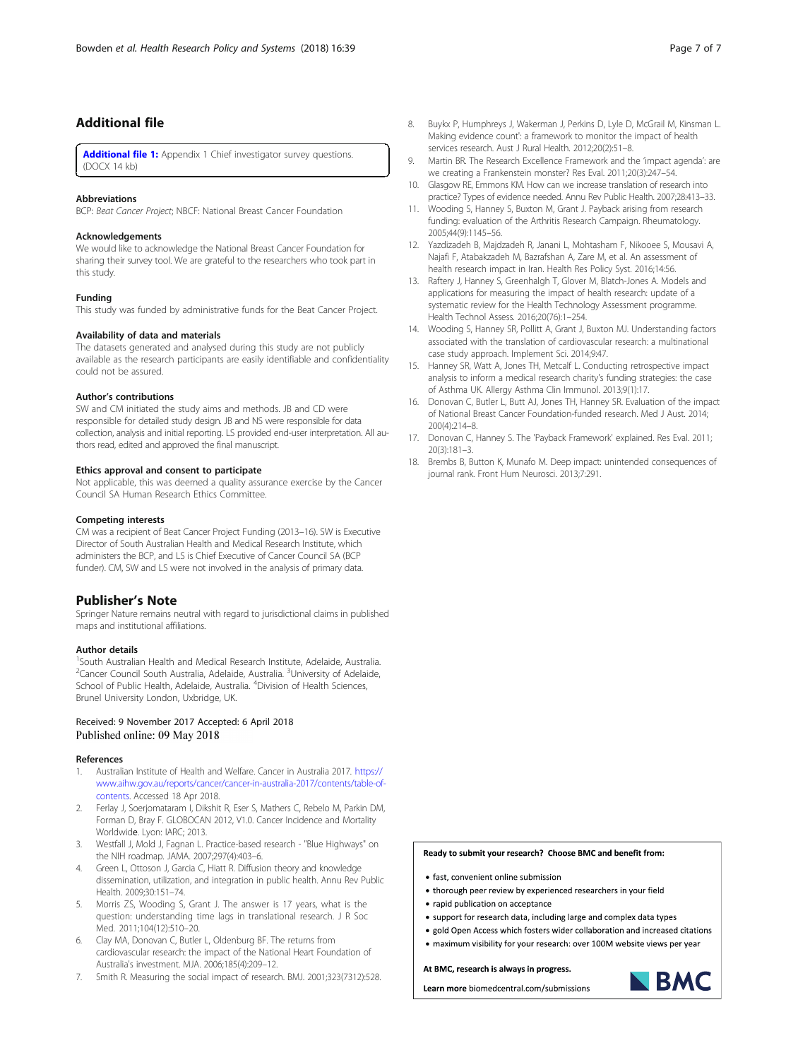## Additional file

**Additional file 1:** Appendix 1 Chief investigator survey questions. (DOCX 14 kb)

### Abbreviations

BCP: *Beat Cancer Project*; NBCF: National Breast Cancer Foundation

### Acknowledgements

We would like to acknowledge the National Breast Cancer Foundation for sharing their survey tool. We are grateful to the researchers who took part in this study.

### Funding

This study was funded by administrative funds for the Beat Cancer Project.

### Availability of data and materials

The datasets generated and analysed during this study are not publicly available as the research participants are easily identifiable and confidentiality could not be assured.

### Author's contributions

SW and CM initiated the study aims and methods. JB and CD were responsible for detailed study design. JB and NS were responsible for data collection, analysis and initial reporting. LS provided end-user interpretation. All authors read, edited and approved the final manuscript.

### Ethics approval and consent to participate

Not applicable, this was deemed a quality assurance exercise by the Cancer Council SA Human Research Ethics Committee.

### Competing interests

CM was a recipient of Beat Cancer Project Funding (2013–16). SW is Executive Director of South Australian Health and Medical Research Institute, which administers the BCP, and LS is Chief Executive of Cancer Council SA (BCP funder). CM, SW and LS were not involved in the analysis of primary data.

## Publisher's Note

Springer Nature remains neutral with regard to jurisdictional claims in published maps and institutional affiliations.

### Author details

[1]South Australian Health and Medical Research Institute, Adelaide, Australia. [2]Cancer Council South Australia, Adelaide, Australia. [3]University of Adelaide, School of Public Health, Adelaide, Australia. [4]Division of Health Sciences, Brunel University London, Uxbridge, UK.

Received: 9 November 2017 Accepted: 6 April 2018
Published online: 09 May 2018

### References

1. Australian Institute of Health and Welfare. Cancer in Australia 2017. https://www.aihw.gov.au/reports/cancer/cancer-in-australia-2017/contents/table-of-contents. Accessed 18 Apr 2018.
2. Ferlay J, Soerjomataram I, Dikshit R, Eser S, Mathers C, Rebelo M, Parkin DM, Forman D, Bray F. GLOBOCAN 2012, V1.0. Cancer Incidence and Mortality Worldwide. Lyon: IARC; 2013.
3. Westfall J, Mold J, Fagnan L. Practice-based research - "Blue Highways" on the NIH roadmap. JAMA. 2007;297(4):403–6.
4. Green L, Ottoson J, Garcia C, Hiatt R. Diffusion theory and knowledge dissemination, utilization, and integration in public health. Annu Rev Public Health. 2009;30:151–74.
5. Morris ZS, Wooding S, Grant J. The answer is 17 years, what is the question: understanding time lags in translational research. J R Soc Med. 2011;104(12):510–20.
6. Clay MA, Donovan C, Butler L, Oldenburg BF. The returns from cardiovascular research: the impact of the National Heart Foundation of Australia's investment. MJA. 2006;185(4):209–12.
7. Smith R. Measuring the social impact of research. BMJ. 2001;323(7312):528.
8. Buykx P, Humphreys J, Wakerman J, Perkins D, Lyle D, McGrail M, Kinsman L. Making evidence count': a framework to monitor the impact of health services research. Aust J Rural Health. 2012;20(2):51–8.
9. Martin BR. The Research Excellence Framework and the 'impact agenda': are we creating a Frankenstein monster? Res Eval. 2011;20(3):247–54.
10. Glasgow RE, Emmons KM. How can we increase translation of research into practice? Types of evidence needed. Annu Rev Public Health. 2007;28:413–33.
11. Wooding S, Hanney S, Buxton M, Grant J. Payback arising from research funding: evaluation of the Arthritis Research Campaign. Rheumatology. 2005;44(9):1145–56.
12. Yazdizadeh B, Majdzadeh R, Janani L, Mohtasham F, Nikooee S, Mousavi A, Najafi F, Atabakzadeh M, Bazrafshan A, Zare M, et al. An assessment of health research impact in Iran. Health Res Policy Syst. 2016;14:56.
13. Raftery J, Hanney S, Greenhalgh T, Glover M, Blatch-Jones A. Models and applications for measuring the impact of health research: update of a systematic review for the Health Technology Assessment programme. Health Technol Assess. 2016;20(76):1–254.
14. Wooding S, Hanney SR, Pollitt A, Grant J, Buxton MJ. Understanding factors associated with the translation of cardiovascular research: a multinational case study approach. Implement Sci. 2014;9:47.
15. Hanney SR, Watt A, Jones TH, Metcalf L. Conducting retrospective impact analysis to inform a medical research charity's funding strategies: the case of Asthma UK. Allergy Asthma Clin Immunol. 2013;9(1):17.
16. Donovan C, Butler L, Butt AJ, Jones TH, Hanney SR. Evaluation of the impact of National Breast Cancer Foundation-funded research. Med J Aust. 2014;200(4):214–8.
17. Donovan C, Hanney S. The 'Payback Framework' explained. Res Eval. 2011;20(3):181–3.
18. Brembs B, Button K, Munafo M. Deep impact: unintended consequences of journal rank. Front Hum Neurosci. 2013;7:291.